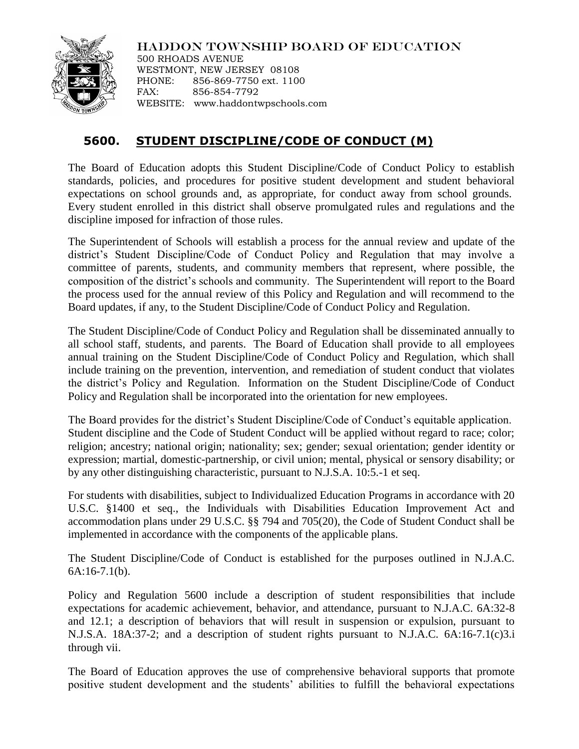HADDON TOWNSHIP BOARD OF EDUCATION
500 RHOADS AVENUE
WESTMONT, NEW JERSEY 08108
PHONE: 856-869-7750 ext. 1100
FAX: 856-854-7792
WEBSITE: www.haddontwpschools.com

# 5600. STUDENT DISCIPLINE/CODE OF CONDUCT (M)

The Board of Education adopts this Student Discipline/Code of Conduct Policy to establish standards, policies, and procedures for positive student development and student behavioral expectations on school grounds and, as appropriate, for conduct away from school grounds. Every student enrolled in this district shall observe promulgated rules and regulations and the discipline imposed for infraction of those rules.

The Superintendent of Schools will establish a process for the annual review and update of the district's Student Discipline/Code of Conduct Policy and Regulation that may involve a committee of parents, students, and community members that represent, where possible, the composition of the district's schools and community. The Superintendent will report to the Board the process used for the annual review of this Policy and Regulation and will recommend to the Board updates, if any, to the Student Discipline/Code of Conduct Policy and Regulation.

The Student Discipline/Code of Conduct Policy and Regulation shall be disseminated annually to all school staff, students, and parents. The Board of Education shall provide to all employees annual training on the Student Discipline/Code of Conduct Policy and Regulation, which shall include training on the prevention, intervention, and remediation of student conduct that violates the district's Policy and Regulation. Information on the Student Discipline/Code of Conduct Policy and Regulation shall be incorporated into the orientation for new employees.

The Board provides for the district's Student Discipline/Code of Conduct's equitable application. Student discipline and the Code of Student Conduct will be applied without regard to race; color; religion; ancestry; national origin; nationality; sex; gender; sexual orientation; gender identity or expression; martial, domestic-partnership, or civil union; mental, physical or sensory disability; or by any other distinguishing characteristic, pursuant to N.J.S.A. 10:5.-1 et seq.

For students with disabilities, subject to Individualized Education Programs in accordance with 20 U.S.C. §1400 et seq., the Individuals with Disabilities Education Improvement Act and accommodation plans under 29 U.S.C. §§ 794 and 705(20), the Code of Student Conduct shall be implemented in accordance with the components of the applicable plans.

The Student Discipline/Code of Conduct is established for the purposes outlined in N.J.A.C. 6A:16-7.1(b).

Policy and Regulation 5600 include a description of student responsibilities that include expectations for academic achievement, behavior, and attendance, pursuant to N.J.A.C. 6A:32-8 and 12.1; a description of behaviors that will result in suspension or expulsion, pursuant to N.J.S.A. 18A:37-2; and a description of student rights pursuant to N.J.A.C. 6A:16-7.1(c)3.i through vii.

The Board of Education approves the use of comprehensive behavioral supports that promote positive student development and the students' abilities to fulfill the behavioral expectations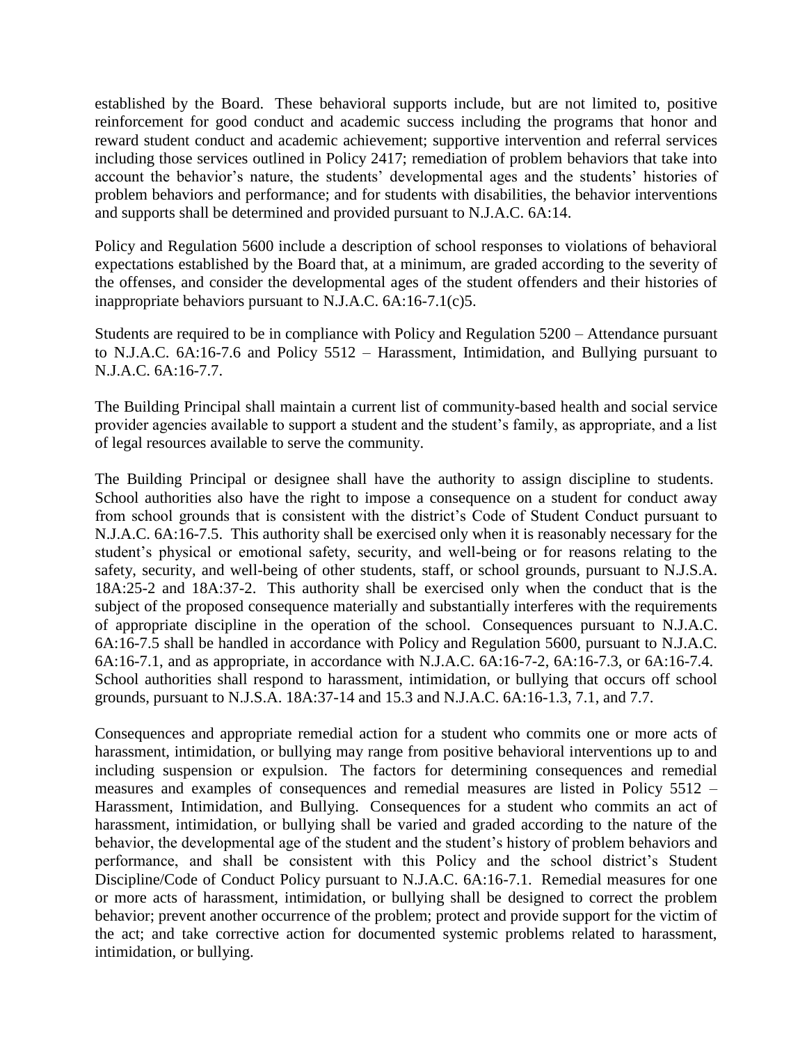established by the Board. These behavioral supports include, but are not limited to, positive reinforcement for good conduct and academic success including the programs that honor and reward student conduct and academic achievement; supportive intervention and referral services including those services outlined in Policy 2417; remediation of problem behaviors that take into account the behavior's nature, the students' developmental ages and the students' histories of problem behaviors and performance; and for students with disabilities, the behavior interventions and supports shall be determined and provided pursuant to N.J.A.C. 6A:14.

Policy and Regulation 5600 include a description of school responses to violations of behavioral expectations established by the Board that, at a minimum, are graded according to the severity of the offenses, and consider the developmental ages of the student offenders and their histories of inappropriate behaviors pursuant to N.J.A.C. 6A:16-7.1(c)5.

Students are required to be in compliance with Policy and Regulation 5200 – Attendance pursuant to N.J.A.C. 6A:16-7.6 and Policy 5512 – Harassment, Intimidation, and Bullying pursuant to N.J.A.C. 6A:16-7.7.

The Building Principal shall maintain a current list of community-based health and social service provider agencies available to support a student and the student's family, as appropriate, and a list of legal resources available to serve the community.

The Building Principal or designee shall have the authority to assign discipline to students. School authorities also have the right to impose a consequence on a student for conduct away from school grounds that is consistent with the district's Code of Student Conduct pursuant to N.J.A.C. 6A:16-7.5. This authority shall be exercised only when it is reasonably necessary for the student's physical or emotional safety, security, and well-being or for reasons relating to the safety, security, and well-being of other students, staff, or school grounds, pursuant to N.J.S.A. 18A:25-2 and 18A:37-2. This authority shall be exercised only when the conduct that is the subject of the proposed consequence materially and substantially interferes with the requirements of appropriate discipline in the operation of the school. Consequences pursuant to N.J.A.C. 6A:16-7.5 shall be handled in accordance with Policy and Regulation 5600, pursuant to N.J.A.C. 6A:16-7.1, and as appropriate, in accordance with N.J.A.C. 6A:16-7-2, 6A:16-7.3, or 6A:16-7.4. School authorities shall respond to harassment, intimidation, or bullying that occurs off school grounds, pursuant to N.J.S.A. 18A:37-14 and 15.3 and N.J.A.C. 6A:16-1.3, 7.1, and 7.7.

Consequences and appropriate remedial action for a student who commits one or more acts of harassment, intimidation, or bullying may range from positive behavioral interventions up to and including suspension or expulsion. The factors for determining consequences and remedial measures and examples of consequences and remedial measures are listed in Policy 5512 – Harassment, Intimidation, and Bullying. Consequences for a student who commits an act of harassment, intimidation, or bullying shall be varied and graded according to the nature of the behavior, the developmental age of the student and the student's history of problem behaviors and performance, and shall be consistent with this Policy and the school district's Student Discipline/Code of Conduct Policy pursuant to N.J.A.C. 6A:16-7.1. Remedial measures for one or more acts of harassment, intimidation, or bullying shall be designed to correct the problem behavior; prevent another occurrence of the problem; protect and provide support for the victim of the act; and take corrective action for documented systemic problems related to harassment, intimidation, or bullying.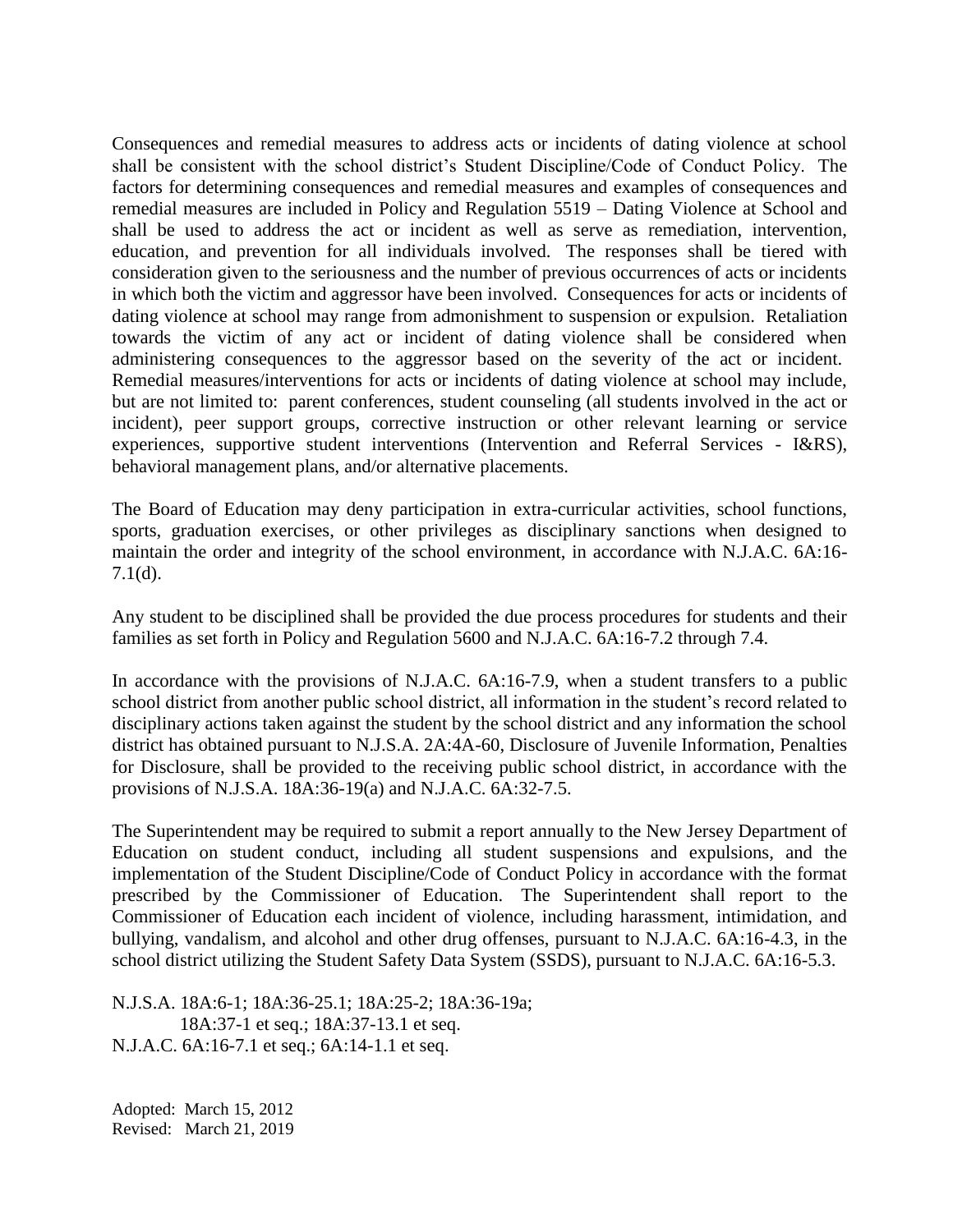Consequences and remedial measures to address acts or incidents of dating violence at school shall be consistent with the school district's Student Discipline/Code of Conduct Policy. The factors for determining consequences and remedial measures and examples of consequences and remedial measures are included in Policy and Regulation 5519 – Dating Violence at School and shall be used to address the act or incident as well as serve as remediation, intervention, education, and prevention for all individuals involved. The responses shall be tiered with consideration given to the seriousness and the number of previous occurrences of acts or incidents in which both the victim and aggressor have been involved. Consequences for acts or incidents of dating violence at school may range from admonishment to suspension or expulsion. Retaliation towards the victim of any act or incident of dating violence shall be considered when administering consequences to the aggressor based on the severity of the act or incident. Remedial measures/interventions for acts or incidents of dating violence at school may include, but are not limited to: parent conferences, student counseling (all students involved in the act or incident), peer support groups, corrective instruction or other relevant learning or service experiences, supportive student interventions (Intervention and Referral Services - I&RS), behavioral management plans, and/or alternative placements.

The Board of Education may deny participation in extra-curricular activities, school functions, sports, graduation exercises, or other privileges as disciplinary sanctions when designed to maintain the order and integrity of the school environment, in accordance with N.J.A.C. 6A:16-7.1(d).

Any student to be disciplined shall be provided the due process procedures for students and their families as set forth in Policy and Regulation 5600 and N.J.A.C. 6A:16-7.2 through 7.4.

In accordance with the provisions of N.J.A.C. 6A:16-7.9, when a student transfers to a public school district from another public school district, all information in the student's record related to disciplinary actions taken against the student by the school district and any information the school district has obtained pursuant to N.J.S.A. 2A:4A-60, Disclosure of Juvenile Information, Penalties for Disclosure, shall be provided to the receiving public school district, in accordance with the provisions of N.J.S.A. 18A:36-19(a) and N.J.A.C. 6A:32-7.5.

The Superintendent may be required to submit a report annually to the New Jersey Department of Education on student conduct, including all student suspensions and expulsions, and the implementation of the Student Discipline/Code of Conduct Policy in accordance with the format prescribed by the Commissioner of Education. The Superintendent shall report to the Commissioner of Education each incident of violence, including harassment, intimidation, and bullying, vandalism, and alcohol and other drug offenses, pursuant to N.J.A.C. 6A:16-4.3, in the school district utilizing the Student Safety Data System (SSDS), pursuant to N.J.A.C. 6A:16-5.3.

N.J.S.A. 18A:6-1; 18A:36-25.1; 18A:25-2; 18A:36-19a;
18A:37-1 et seq.; 18A:37-13.1 et seq.
N.J.A.C. 6A:16-7.1 et seq.; 6A:14-1.1 et seq.

Adopted: March 15, 2012
Revised: March 21, 2019